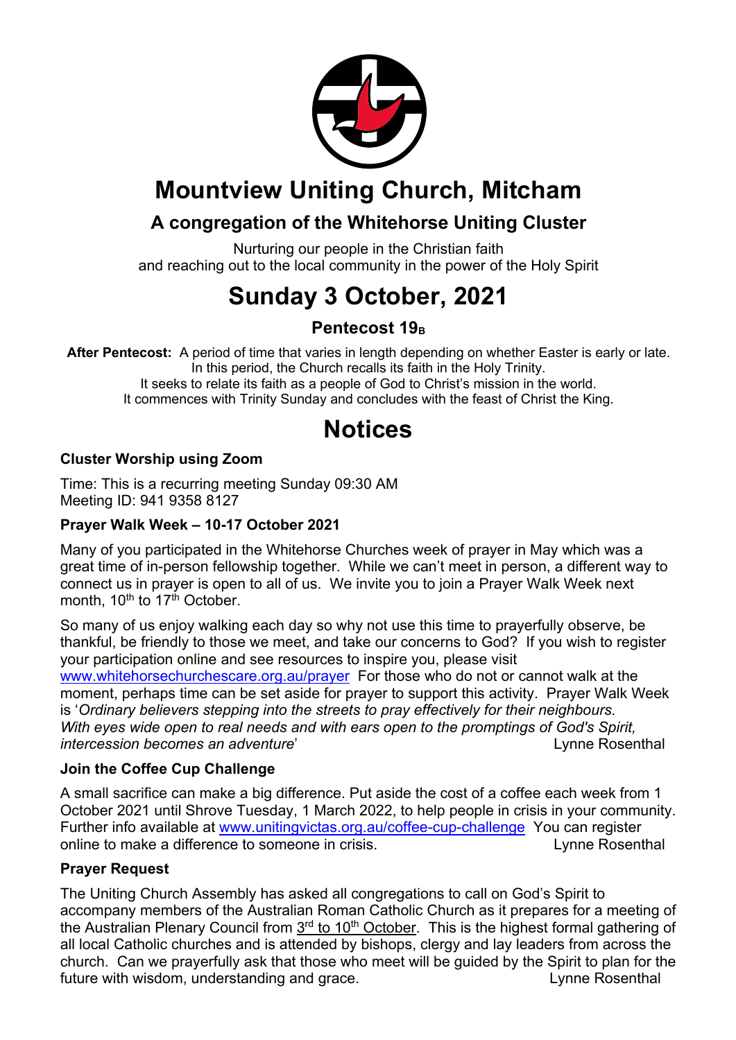# Mountview Uniting Church, Mitcham

## A congregation of the Whitehorse Uniting Cluster

Nurturing our people in the Christian faith
and reaching out to the local community in the power of the Holy Spirit

# Sunday 3 October, 2021

### Pentecost $19_B$

**After Pentecost:** A period of time that varies in length depending on whether Easter is early or late. In this period, the Church recalls its faith in the Holy Trinity. It seeks to relate its faith as a people of God to Christ's mission in the world. It commences with Trinity Sunday and concludes with the feast of Christ the King.

# Notices

**Cluster Worship using Zoom**

Time: This is a recurring meeting Sunday 09:30 AM
Meeting ID: 941 9358 8127

**Prayer Walk Week – 10-17 October 2021**

Many of you participated in the Whitehorse Churches week of prayer in May which was a great time of in-person fellowship together. While we can't meet in person, a different way to connect us in prayer is open to all of us. We invite you to join a Prayer Walk Week next month, 10th to 17th October.

So many of us enjoy walking each day so why not use this time to prayerfully observe, be thankful, be friendly to those we meet, and take our concerns to God? If you wish to register your participation online and see resources to inspire you, please visit www.whitehorsechurchescare.org.au/prayer For those who do not or cannot walk at the moment, perhaps time can be set aside for prayer to support this activity. Prayer Walk Week is '*Ordinary believers stepping into the streets to pray effectively for their neighbours. With eyes wide open to real needs and with ears open to the promptings of God's Spirit, intercession becomes an adventure*' Lynne Rosenthal

**Join the Coffee Cup Challenge**

A small sacrifice can make a big difference. Put aside the cost of a coffee each week from 1 October 2021 until Shrove Tuesday, 1 March 2022, to help people in crisis in your community. Further info available at www.unitingvictas.org.au/coffee-cup-challenge You can register online to make a difference to someone in crisis. Lynne Rosenthal

**Prayer Request**

The Uniting Church Assembly has asked all congregations to call on God's Spirit to accompany members of the Australian Roman Catholic Church as it prepares for a meeting of the Australian Plenary Council from 3rd to 10th October. This is the highest formal gathering of all local Catholic churches and is attended by bishops, clergy and lay leaders from across the church. Can we prayerfully ask that those who meet will be guided by the Spirit to plan for the future with wisdom, understanding and grace. Lynne Rosenthal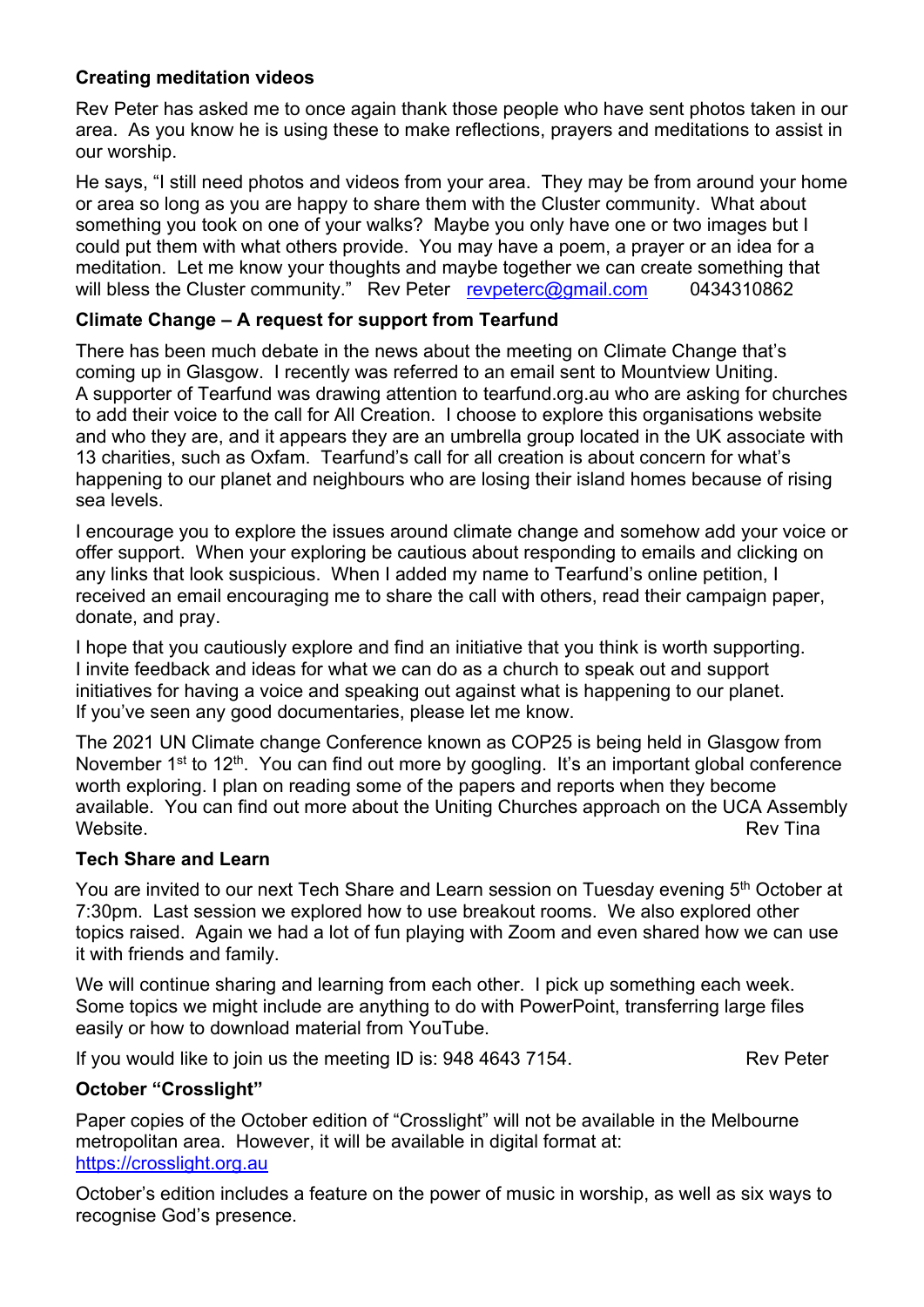**Creating meditation videos**

Rev Peter has asked me to once again thank those people who have sent photos taken in our area. As you know he is using these to make reflections, prayers and meditations to assist in our worship.

He says, "I still need photos and videos from your area. They may be from around your home or area so long as you are happy to share them with the Cluster community. What about something you took on one of your walks? Maybe you only have one or two images but I could put them with what others provide. You may have a poem, a prayer or an idea for a meditation. Let me know your thoughts and maybe together we can create something that will bless the Cluster community." Rev Peter revpeterc@gmail.com 0434310862

**Climate Change – A request for support from Tearfund**

There has been much debate in the news about the meeting on Climate Change that's coming up in Glasgow. I recently was referred to an email sent to Mountview Uniting. A supporter of Tearfund was drawing attention to tearfund.org.au who are asking for churches to add their voice to the call for All Creation. I choose to explore this organisations website and who they are, and it appears they are an umbrella group located in the UK associate with 13 charities, such as Oxfam. Tearfund's call for all creation is about concern for what's happening to our planet and neighbours who are losing their island homes because of rising sea levels.

I encourage you to explore the issues around climate change and somehow add your voice or offer support. When your exploring be cautious about responding to emails and clicking on any links that look suspicious. When I added my name to Tearfund's online petition, I received an email encouraging me to share the call with others, read their campaign paper, donate, and pray.

I hope that you cautiously explore and find an initiative that you think is worth supporting. I invite feedback and ideas for what we can do as a church to speak out and support initiatives for having a voice and speaking out against what is happening to our planet. If you've seen any good documentaries, please let me know.

The 2021 UN Climate change Conference known as COP25 is being held in Glasgow from November 1st to 12th. You can find out more by googling. It's an important global conference worth exploring. I plan on reading some of the papers and reports when they become available. You can find out more about the Uniting Churches approach on the UCA Assembly Website. Rev Tina

**Tech Share and Learn**

You are invited to our next Tech Share and Learn session on Tuesday evening 5th October at 7:30pm. Last session we explored how to use breakout rooms. We also explored other topics raised. Again we had a lot of fun playing with Zoom and even shared how we can use it with friends and family.

We will continue sharing and learning from each other. I pick up something each week. Some topics we might include are anything to do with PowerPoint, transferring large files easily or how to download material from YouTube.

If you would like to join us the meeting ID is: 948 4643 7154. Rev Peter

**October "Crosslight"**

Paper copies of the October edition of "Crosslight" will not be available in the Melbourne metropolitan area. However, it will be available in digital format at: https://crosslight.org.au

October's edition includes a feature on the power of music in worship, as well as six ways to recognise God's presence.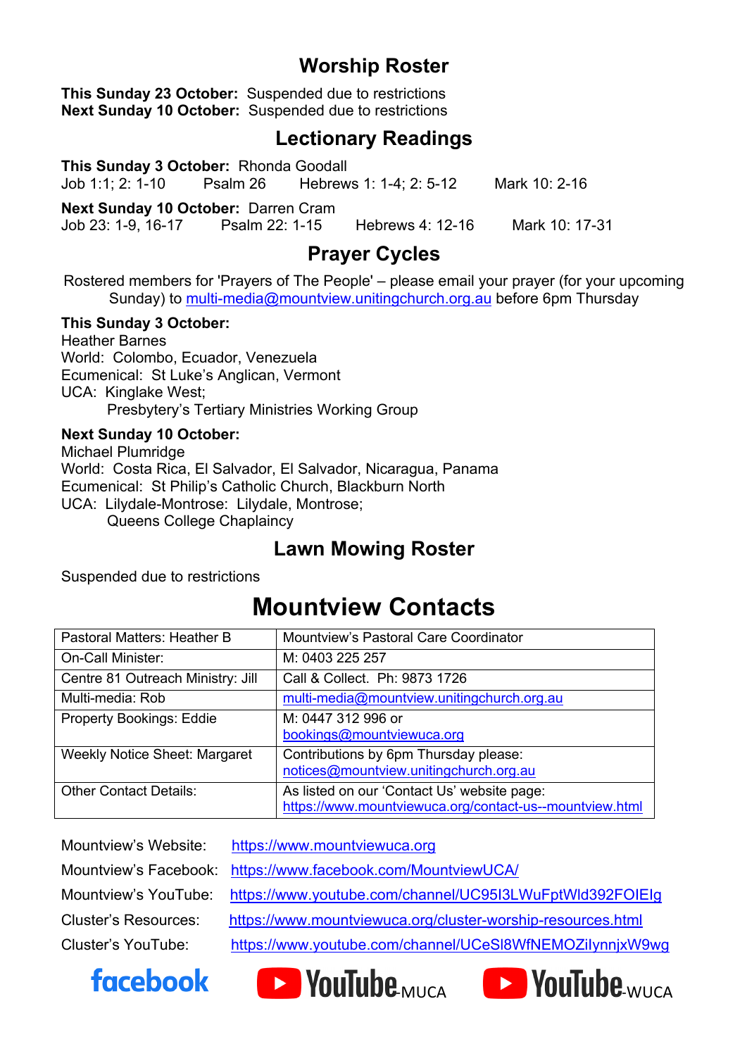## Worship Roster

**This Sunday 23 October:** Suspended due to restrictions
**Next Sunday 10 October:** Suspended due to restrictions

## Lectionary Readings

**This Sunday 3 October:** Rhonda Goodall
Job 1:1; 2: 1-10 Psalm 26 Hebrews 1: 1-4; 2: 5-12 Mark 10: 2-16

**Next Sunday 10 October:** Darren Cram
Job 23: 1-9, 16-17 Psalm 22: 1-15 Hebrews 4: 12-16 Mark 10: 17-31

## Prayer Cycles

Rostered members for 'Prayers of The People' – please email your prayer (for your upcoming Sunday) to multi-media@mountview.unitingchurch.org.au before 6pm Thursday

**This Sunday 3 October:**
Heather Barnes
World: Colombo, Ecuador, Venezuela
Ecumenical: St Luke's Anglican, Vermont
UCA: Kinglake West;
Presbytery's Tertiary Ministries Working Group

**Next Sunday 10 October:**
Michael Plumridge
World: Costa Rica, El Salvador, El Salvador, Nicaragua, Panama
Ecumenical: St Philip's Catholic Church, Blackburn North
UCA: Lilydale-Montrose: Lilydale, Montrose;
Queens College Chaplaincy

## Lawn Mowing Roster

Suspended due to restrictions

# Mountview Contacts

| | |
|---|---|
| Pastoral Matters: Heather B | Mountview's Pastoral Care Coordinator |
| On-Call Minister: | M: 0403 225 257 |
| Centre 81 Outreach Ministry: Jill | Call & Collect. Ph: 9873 1726 |
| Multi-media: Rob | multi-media@mountview.unitingchurch.org.au |
| Property Bookings: Eddie | M: 0447 312 996 or bookings@mountviewuca.org |
| Weekly Notice Sheet: Margaret | Contributions by 6pm Thursday please: notices@mountview.unitingchurch.org.au |
| Other Contact Details: | As listed on our 'Contact Us' website page: https://www.mountviewuca.org/contact-us--mountview.html |

Mountview's Website: https://www.mountviewuca.org

Mountview's Facebook: https://www.facebook.com/MountviewUCA/

Mountview's YouTube: https://www.youtube.com/channel/UC95I3LWuFptWld392FOIEIg

Cluster's Resources: https://www.mountviewuca.org/cluster-worship-resources.html

Cluster's YouTube: https://www.youtube.com/channel/UCeSl8WfNEMOZilynnjxW9wg

facebook YouTube-MUCA YouTube-WUCA